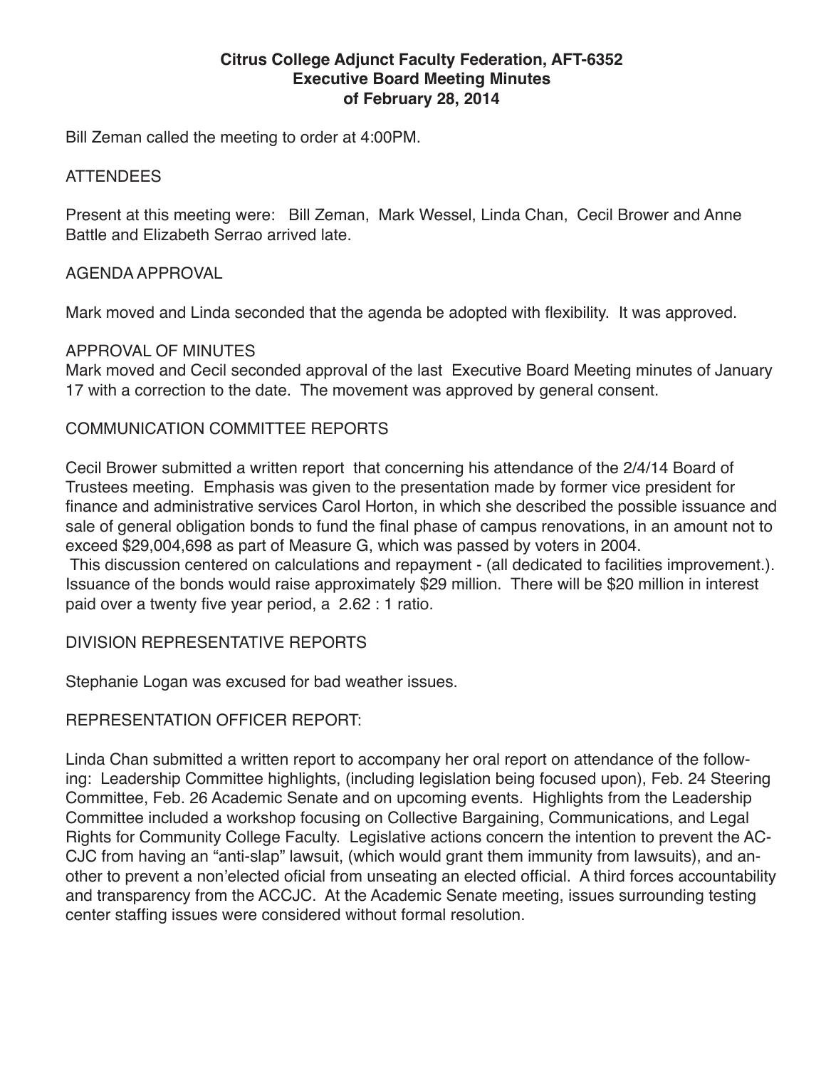# Citrus College Adjunct Faculty Federation, AFT-6352
## Executive Board Meeting Minutes
## of February 28, 2014

Bill Zeman called the meeting to order at 4:00PM.

ATTENDEES

Present at this meeting were: Bill Zeman, Mark Wessel, Linda Chan, Cecil Brower and Anne Battle and Elizabeth Serrao arrived late.

AGENDA APPROVAL

Mark moved and Linda seconded that the agenda be adopted with flexibility. It was approved.

APPROVAL OF MINUTES

Mark moved and Cecil seconded approval of the last Executive Board Meeting minutes of January 17 with a correction to the date. The movement was approved by general consent.

COMMUNICATION COMMITTEE REPORTS

Cecil Brower submitted a written report that concerning his attendance of the 2/4/14 Board of Trustees meeting. Emphasis was given to the presentation made by former vice president for finance and administrative services Carol Horton, in which she described the possible issuance and sale of general obligation bonds to fund the final phase of campus renovations, in an amount not to exceed $29,004,698 as part of Measure G, which was passed by voters in 2004.

This discussion centered on calculations and repayment - (all dedicated to facilities improvement.). Issuance of the bonds would raise approximately $29 million. There will be $20 million in interest paid over a twenty five year period, a 2.62 : 1 ratio.

DIVISION REPRESENTATIVE REPORTS

Stephanie Logan was excused for bad weather issues.

REPRESENTATION OFFICER REPORT:

Linda Chan submitted a written report to accompany her oral report on attendance of the following: Leadership Committee highlights, (including legislation being focused upon), Feb. 24 Steering Committee, Feb. 26 Academic Senate and on upcoming events. Highlights from the Leadership Committee included a workshop focusing on Collective Bargaining, Communications, and Legal Rights for Community College Faculty. Legislative actions concern the intention to prevent the ACCJC from having an "anti-slap" lawsuit, (which would grant them immunity from lawsuits), and another to prevent a non'elected oficial from unseating an elected official. A third forces accountability and transparency from the ACCJC. At the Academic Senate meeting, issues surrounding testing center staffing issues were considered without formal resolution.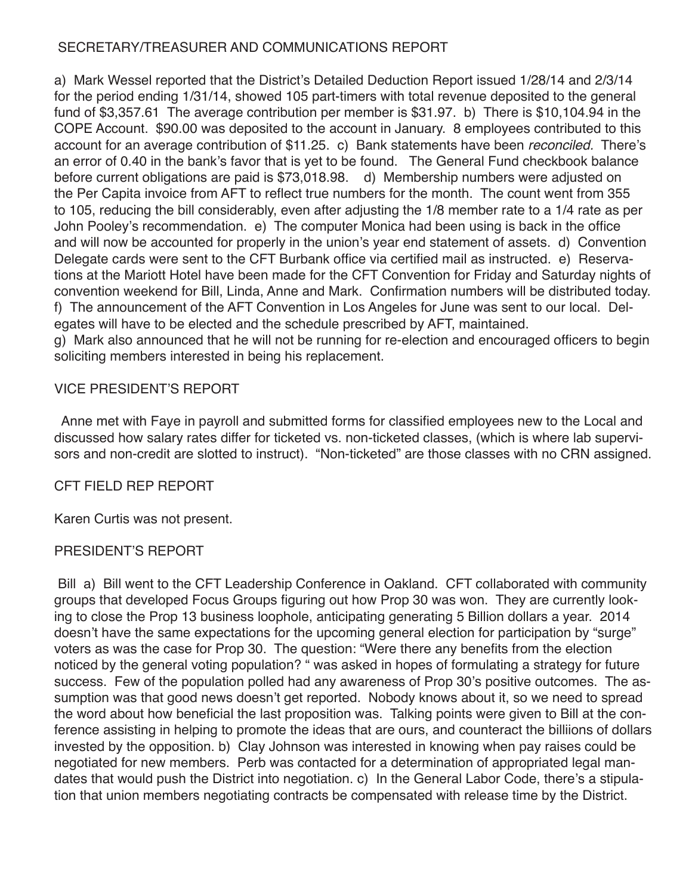## SECRETARY/TREASURER AND COMMUNICATIONS REPORT

a) Mark Wessel reported that the District's Detailed Deduction Report issued 1/28/14 and 2/3/14 for the period ending 1/31/14, showed 105 part-timers with total revenue deposited to the general fund of $3,357.61 The average contribution per member is $31.97. b) There is $10,104.94 in the COPE Account. $90.00 was deposited to the account in January. 8 employees contributed to this account for an average contribution of $11.25. c) Bank statements have been *reconciled.* There's an error of 0.40 in the bank's favor that is yet to be found. The General Fund checkbook balance before current obligations are paid is $73,018.98. d) Membership numbers were adjusted on the Per Capita invoice from AFT to reflect true numbers for the month. The count went from 355 to 105, reducing the bill considerably, even after adjusting the 1/8 member rate to a 1/4 rate as per John Pooley's recommendation. e) The computer Monica had been using is back in the office and will now be accounted for properly in the union's year end statement of assets. d) Convention Delegate cards were sent to the CFT Burbank office via certified mail as instructed. e) Reservations at the Mariott Hotel have been made for the CFT Convention for Friday and Saturday nights of convention weekend for Bill, Linda, Anne and Mark. Confirmation numbers will be distributed today. f) The announcement of the AFT Convention in Los Angeles for June was sent to our local. Delegates will have to be elected and the schedule prescribed by AFT, maintained.
g) Mark also announced that he will not be running for re-election and encouraged officers to begin soliciting members interested in being his replacement.

## VICE PRESIDENT'S REPORT

Anne met with Faye in payroll and submitted forms for classified employees new to the Local and discussed how salary rates differ for ticketed vs. non-ticketed classes, (which is where lab supervisors and non-credit are slotted to instruct). "Non-ticketed" are those classes with no CRN assigned.

## CFT FIELD REP REPORT

Karen Curtis was not present.

## PRESIDENT'S REPORT

Bill a) Bill went to the CFT Leadership Conference in Oakland. CFT collaborated with community groups that developed Focus Groups figuring out how Prop 30 was won. They are currently looking to close the Prop 13 business loophole, anticipating generating 5 Billion dollars a year. 2014 doesn't have the same expectations for the upcoming general election for participation by "surge" voters as was the case for Prop 30. The question: "Were there any benefits from the election noticed by the general voting population? " was asked in hopes of formulating a strategy for future success. Few of the population polled had any awareness of Prop 30's positive outcomes. The assumption was that good news doesn't get reported. Nobody knows about it, so we need to spread the word about how beneficial the last proposition was. Talking points were given to Bill at the conference assisting in helping to promote the ideas that are ours, and counteract the billiions of dollars invested by the opposition. b) Clay Johnson was interested in knowing when pay raises could be negotiated for new members. Perb was contacted for a determination of appropriated legal mandates that would push the District into negotiation. c) In the General Labor Code, there's a stipulation that union members negotiating contracts be compensated with release time by the District.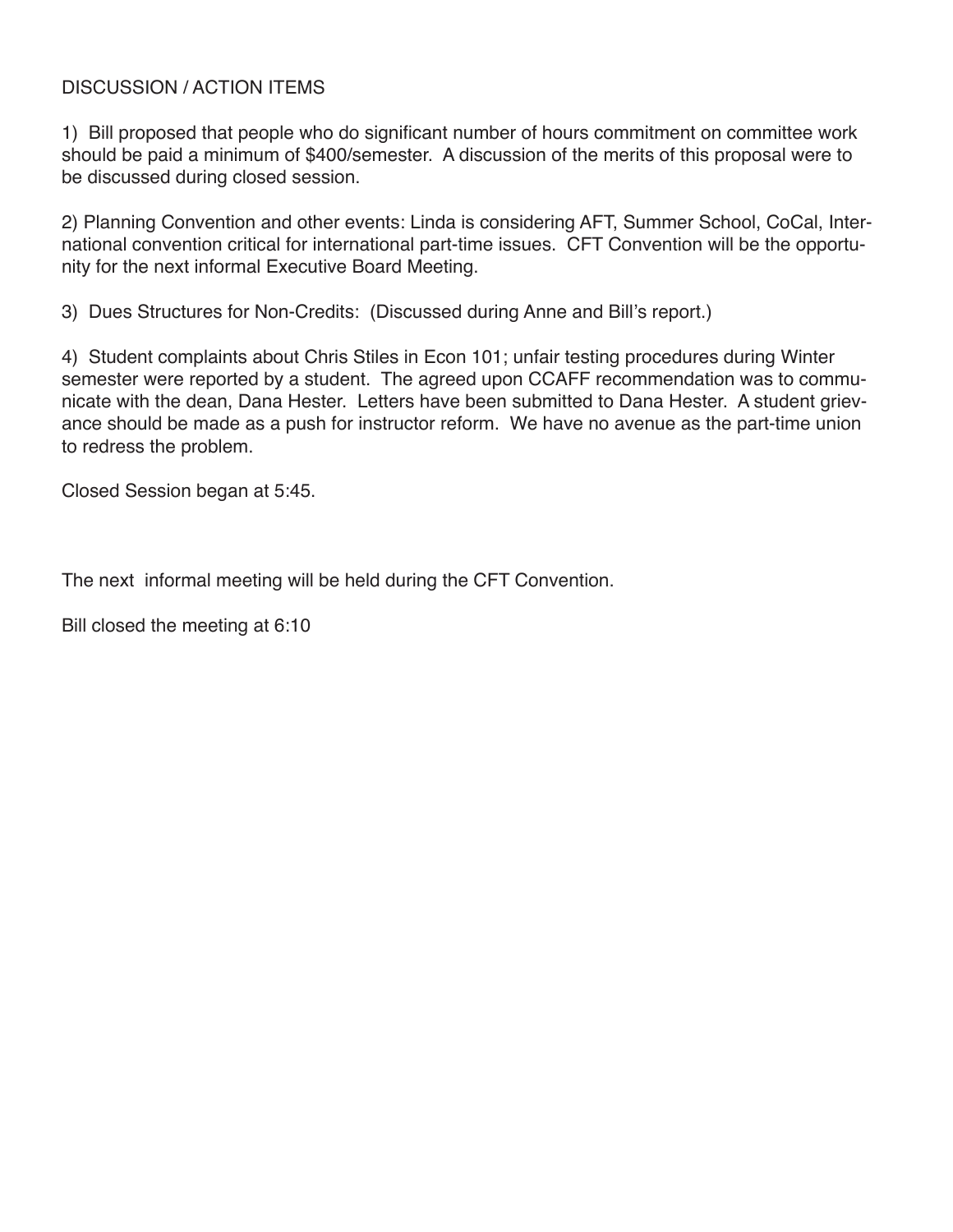DISCUSSION / ACTION ITEMS

1) Bill proposed that people who do significant number of hours commitment on committee work should be paid a minimum of $400/semester. A discussion of the merits of this proposal were to be discussed during closed session.

2) Planning Convention and other events: Linda is considering AFT, Summer School, CoCal, International convention critical for international part-time issues. CFT Convention will be the opportunity for the next informal Executive Board Meeting.

3) Dues Structures for Non-Credits: (Discussed during Anne and Bill's report.)

4) Student complaints about Chris Stiles in Econ 101; unfair testing procedures during Winter semester were reported by a student. The agreed upon CCAFF recommendation was to communicate with the dean, Dana Hester. Letters have been submitted to Dana Hester. A student grievance should be made as a push for instructor reform. We have no avenue as the part-time union to redress the problem.

Closed Session began at 5:45.

The next informal meeting will be held during the CFT Convention.

Bill closed the meeting at 6:10